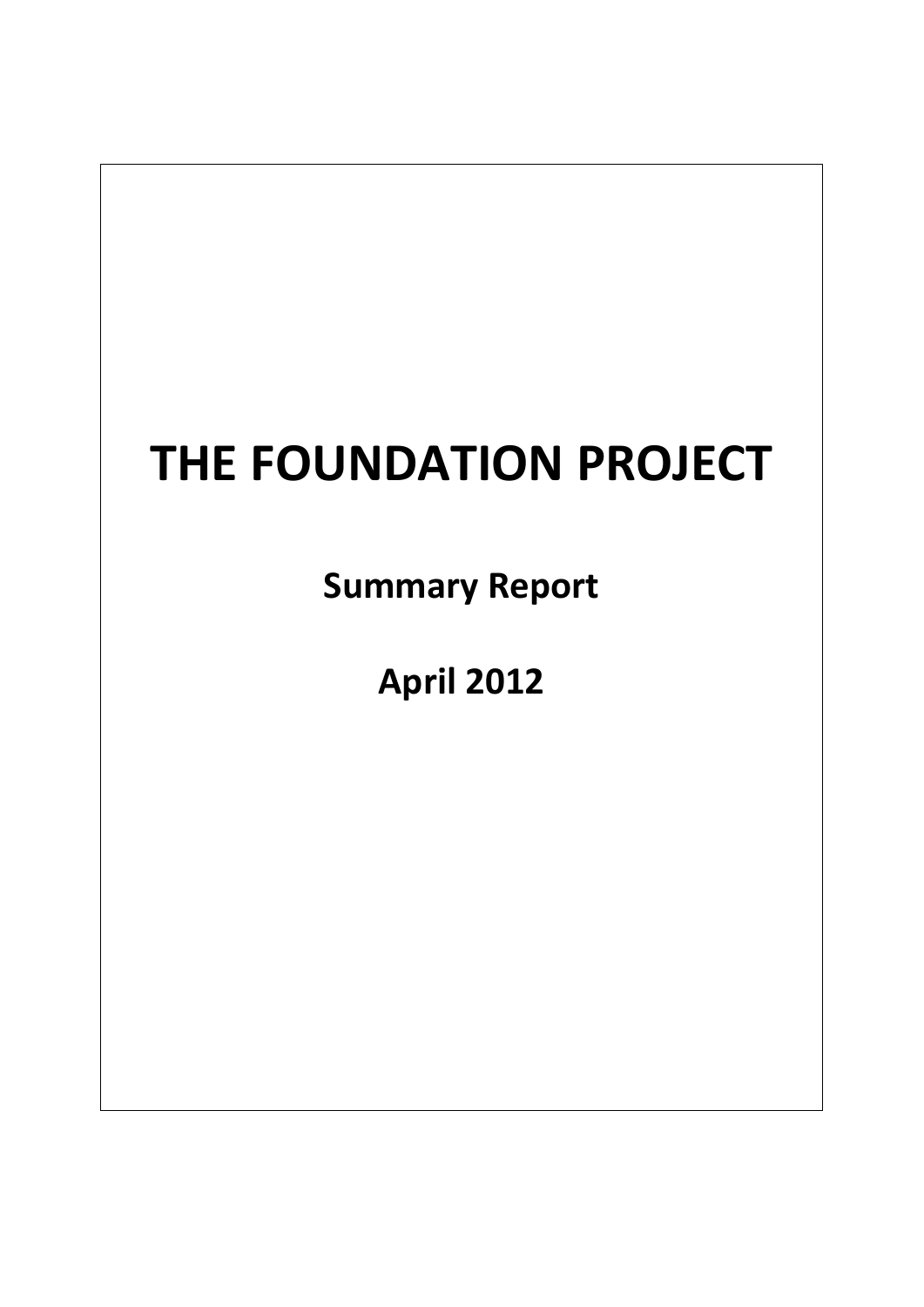# THE FOUNDATION PROJECT

**Summary Report**

**April 2012**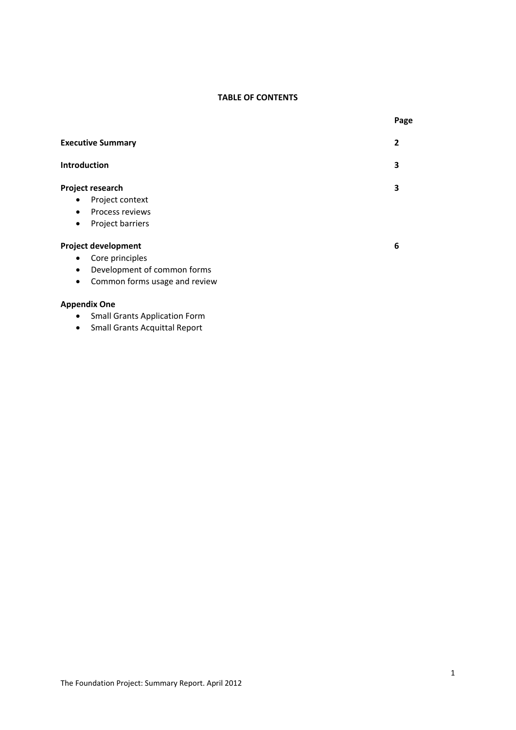**TABLE OF CONTENTS**

| | Page |
|---|---|
| **Executive Summary** | **2** |
| **Introduction** | **3** |
| **Project research** | **3** |
| • Project context | |
| • Process reviews | |
| • Project barriers | |
| **Project development** | **6** |
| • Core principles | |
| • Development of common forms | |
| • Common forms usage and review | |
| **Appendix One** | |
| • Small Grants Application Form | |
| • Small Grants Acquittal Report | |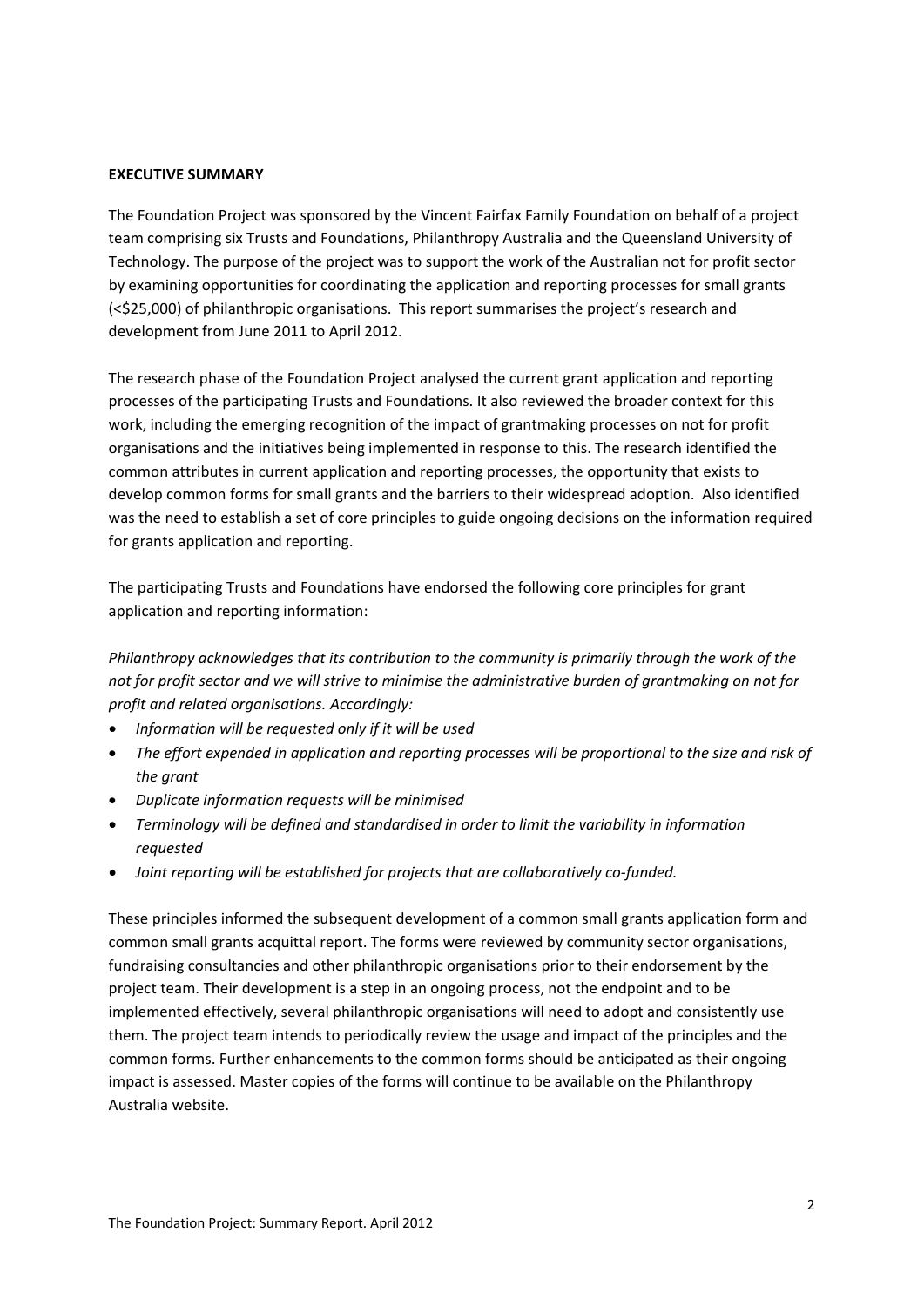## EXECUTIVE SUMMARY

The Foundation Project was sponsored by the Vincent Fairfax Family Foundation on behalf of a project team comprising six Trusts and Foundations, Philanthropy Australia and the Queensland University of Technology. The purpose of the project was to support the work of the Australian not for profit sector by examining opportunities for coordinating the application and reporting processes for small grants (<$25,000) of philanthropic organisations. This report summarises the project's research and development from June 2011 to April 2012.

The research phase of the Foundation Project analysed the current grant application and reporting processes of the participating Trusts and Foundations. It also reviewed the broader context for this work, including the emerging recognition of the impact of grantmaking processes on not for profit organisations and the initiatives being implemented in response to this. The research identified the common attributes in current application and reporting processes, the opportunity that exists to develop common forms for small grants and the barriers to their widespread adoption. Also identified was the need to establish a set of core principles to guide ongoing decisions on the information required for grants application and reporting.

The participating Trusts and Foundations have endorsed the following core principles for grant application and reporting information:

*Philanthropy acknowledges that its contribution to the community is primarily through the work of the not for profit sector and we will strive to minimise the administrative burden of grantmaking on not for profit and related organisations. Accordingly:*

- *Information will be requested only if it will be used*
- *The effort expended in application and reporting processes will be proportional to the size and risk of the grant*
- *Duplicate information requests will be minimised*
- *Terminology will be defined and standardised in order to limit the variability in information requested*
- *Joint reporting will be established for projects that are collaboratively co-funded.*

These principles informed the subsequent development of a common small grants application form and common small grants acquittal report. The forms were reviewed by community sector organisations, fundraising consultancies and other philanthropic organisations prior to their endorsement by the project team. Their development is a step in an ongoing process, not the endpoint and to be implemented effectively, several philanthropic organisations will need to adopt and consistently use them. The project team intends to periodically review the usage and impact of the principles and the common forms. Further enhancements to the common forms should be anticipated as their ongoing impact is assessed. Master copies of the forms will continue to be available on the Philanthropy Australia website.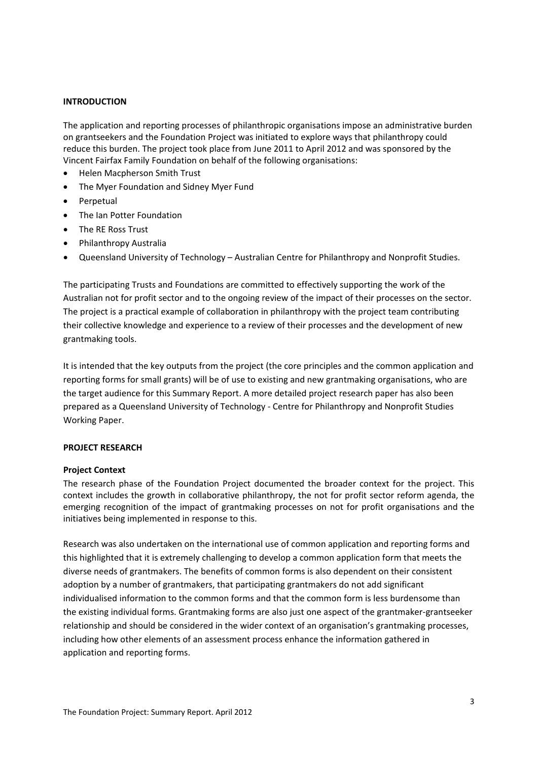## INTRODUCTION

The application and reporting processes of philanthropic organisations impose an administrative burden on grantseekers and the Foundation Project was initiated to explore ways that philanthropy could reduce this burden. The project took place from June 2011 to April 2012 and was sponsored by the Vincent Fairfax Family Foundation on behalf of the following organisations:

- Helen Macpherson Smith Trust
- The Myer Foundation and Sidney Myer Fund
- Perpetual
- The Ian Potter Foundation
- The RE Ross Trust
- Philanthropy Australia
- Queensland University of Technology – Australian Centre for Philanthropy and Nonprofit Studies.

The participating Trusts and Foundations are committed to effectively supporting the work of the Australian not for profit sector and to the ongoing review of the impact of their processes on the sector. The project is a practical example of collaboration in philanthropy with the project team contributing their collective knowledge and experience to a review of their processes and the development of new grantmaking tools.

It is intended that the key outputs from the project (the core principles and the common application and reporting forms for small grants) will be of use to existing and new grantmaking organisations, who are the target audience for this Summary Report. A more detailed project research paper has also been prepared as a Queensland University of Technology - Centre for Philanthropy and Nonprofit Studies Working Paper.

## PROJECT RESEARCH

### Project Context

The research phase of the Foundation Project documented the broader context for the project. This context includes the growth in collaborative philanthropy, the not for profit sector reform agenda, the emerging recognition of the impact of grantmaking processes on not for profit organisations and the initiatives being implemented in response to this.

Research was also undertaken on the international use of common application and reporting forms and this highlighted that it is extremely challenging to develop a common application form that meets the diverse needs of grantmakers. The benefits of common forms is also dependent on their consistent adoption by a number of grantmakers, that participating grantmakers do not add significant individualised information to the common forms and that the common form is less burdensome than the existing individual forms. Grantmaking forms are also just one aspect of the grantmaker-grantseeker relationship and should be considered in the wider context of an organisation's grantmaking processes, including how other elements of an assessment process enhance the information gathered in application and reporting forms.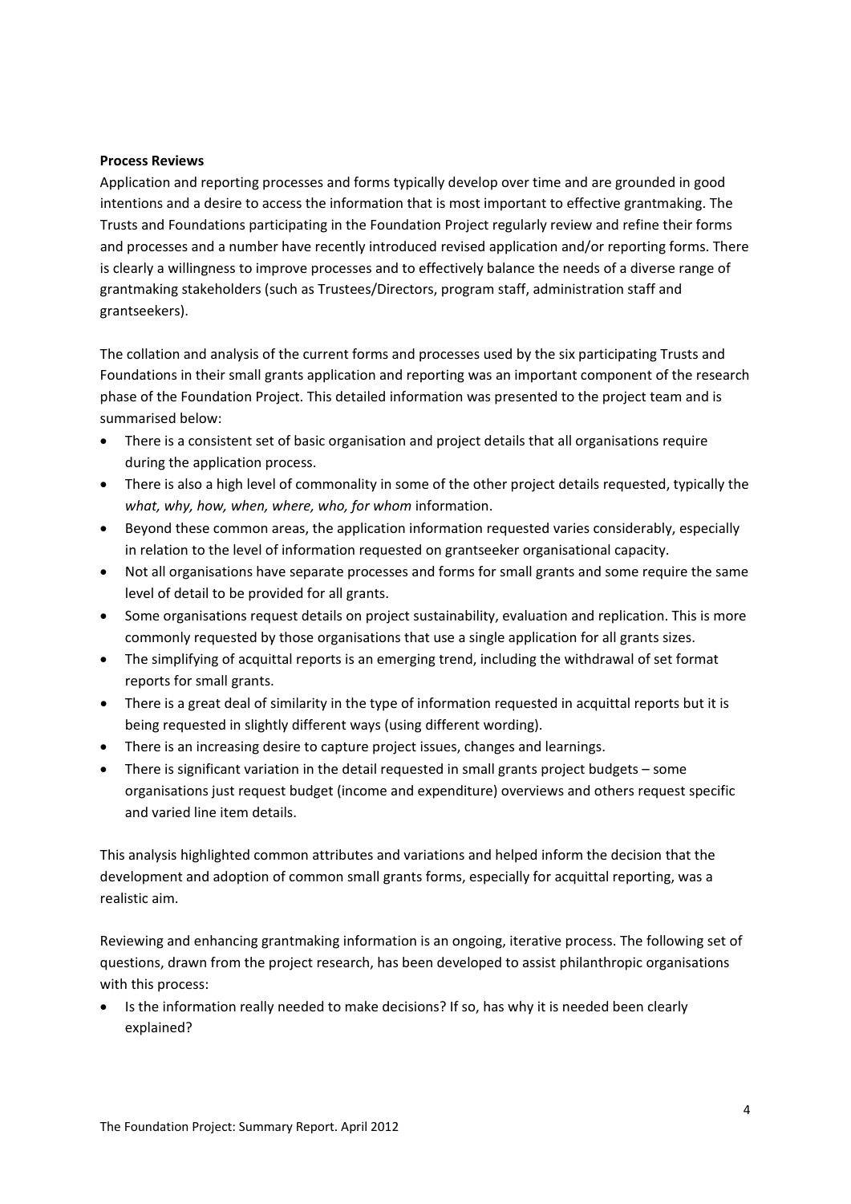**Process Reviews**

Application and reporting processes and forms typically develop over time and are grounded in good intentions and a desire to access the information that is most important to effective grantmaking. The Trusts and Foundations participating in the Foundation Project regularly review and refine their forms and processes and a number have recently introduced revised application and/or reporting forms. There is clearly a willingness to improve processes and to effectively balance the needs of a diverse range of grantmaking stakeholders (such as Trustees/Directors, program staff, administration staff and grantseekers).

The collation and analysis of the current forms and processes used by the six participating Trusts and Foundations in their small grants application and reporting was an important component of the research phase of the Foundation Project. This detailed information was presented to the project team and is summarised below:

- There is a consistent set of basic organisation and project details that all organisations require during the application process.
- There is also a high level of commonality in some of the other project details requested, typically the *what, why, how, when, where, who, for whom* information.
- Beyond these common areas, the application information requested varies considerably, especially in relation to the level of information requested on grantseeker organisational capacity.
- Not all organisations have separate processes and forms for small grants and some require the same level of detail to be provided for all grants.
- Some organisations request details on project sustainability, evaluation and replication. This is more commonly requested by those organisations that use a single application for all grants sizes.
- The simplifying of acquittal reports is an emerging trend, including the withdrawal of set format reports for small grants.
- There is a great deal of similarity in the type of information requested in acquittal reports but it is being requested in slightly different ways (using different wording).
- There is an increasing desire to capture project issues, changes and learnings.
- There is significant variation in the detail requested in small grants project budgets – some organisations just request budget (income and expenditure) overviews and others request specific and varied line item details.

This analysis highlighted common attributes and variations and helped inform the decision that the development and adoption of common small grants forms, especially for acquittal reporting, was a realistic aim.

Reviewing and enhancing grantmaking information is an ongoing, iterative process. The following set of questions, drawn from the project research, has been developed to assist philanthropic organisations with this process:

- Is the information really needed to make decisions? If so, has why it is needed been clearly explained?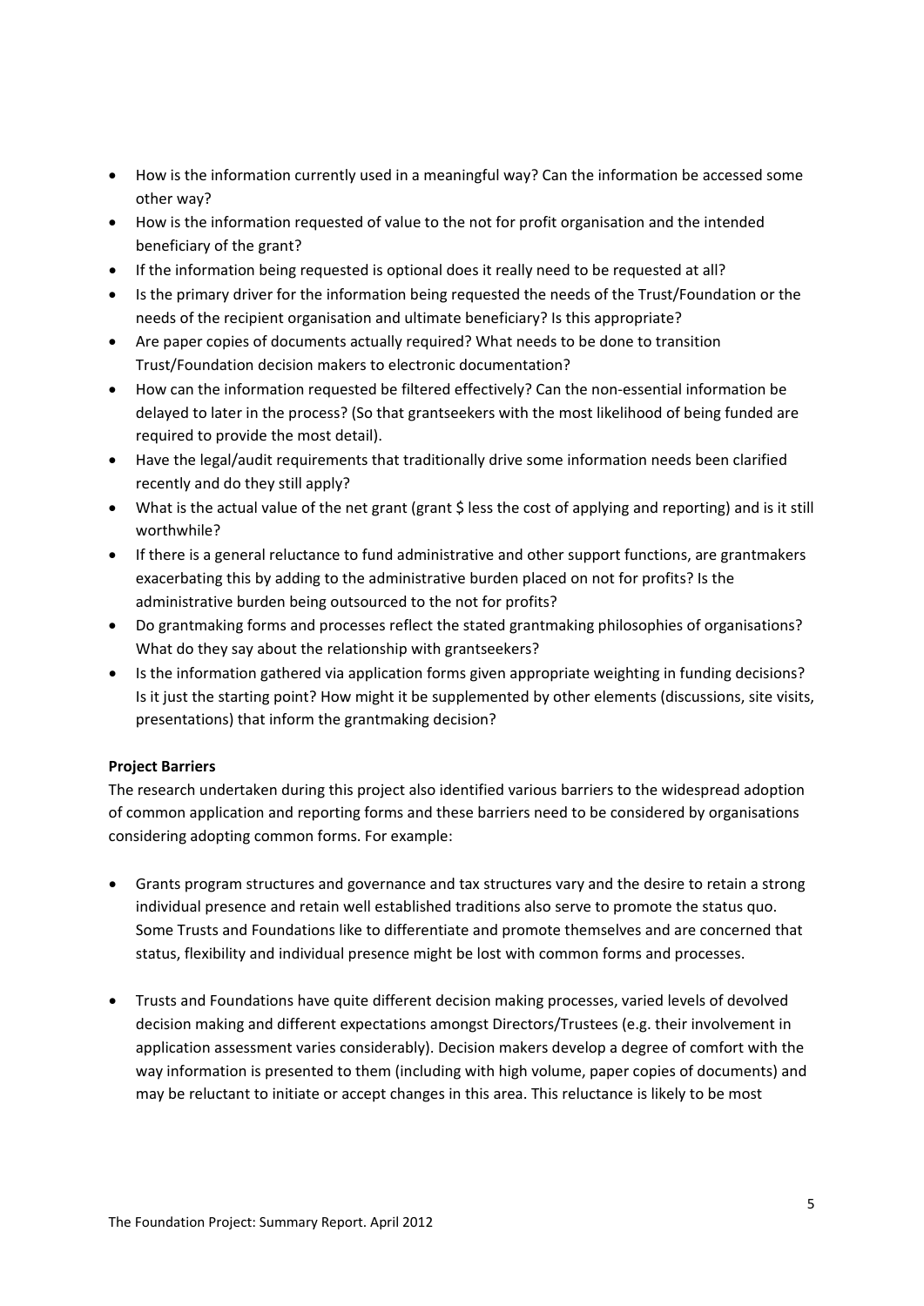- How is the information currently used in a meaningful way? Can the information be accessed some other way?
- How is the information requested of value to the not for profit organisation and the intended beneficiary of the grant?
- If the information being requested is optional does it really need to be requested at all?
- Is the primary driver for the information being requested the needs of the Trust/Foundation or the needs of the recipient organisation and ultimate beneficiary? Is this appropriate?
- Are paper copies of documents actually required? What needs to be done to transition Trust/Foundation decision makers to electronic documentation?
- How can the information requested be filtered effectively? Can the non-essential information be delayed to later in the process? (So that grantseekers with the most likelihood of being funded are required to provide the most detail).
- Have the legal/audit requirements that traditionally drive some information needs been clarified recently and do they still apply?
- What is the actual value of the net grant (grant $ less the cost of applying and reporting) and is it still worthwhile?
- If there is a general reluctance to fund administrative and other support functions, are grantmakers exacerbating this by adding to the administrative burden placed on not for profits? Is the administrative burden being outsourced to the not for profits?
- Do grantmaking forms and processes reflect the stated grantmaking philosophies of organisations? What do they say about the relationship with grantseekers?
- Is the information gathered via application forms given appropriate weighting in funding decisions? Is it just the starting point? How might it be supplemented by other elements (discussions, site visits, presentations) that inform the grantmaking decision?

**Project Barriers**

The research undertaken during this project also identified various barriers to the widespread adoption of common application and reporting forms and these barriers need to be considered by organisations considering adopting common forms. For example:

- Grants program structures and governance and tax structures vary and the desire to retain a strong individual presence and retain well established traditions also serve to promote the status quo. Some Trusts and Foundations like to differentiate and promote themselves and are concerned that status, flexibility and individual presence might be lost with common forms and processes.

- Trusts and Foundations have quite different decision making processes, varied levels of devolved decision making and different expectations amongst Directors/Trustees (e.g. their involvement in application assessment varies considerably). Decision makers develop a degree of comfort with the way information is presented to them (including with high volume, paper copies of documents) and may be reluctant to initiate or accept changes in this area. This reluctance is likely to be most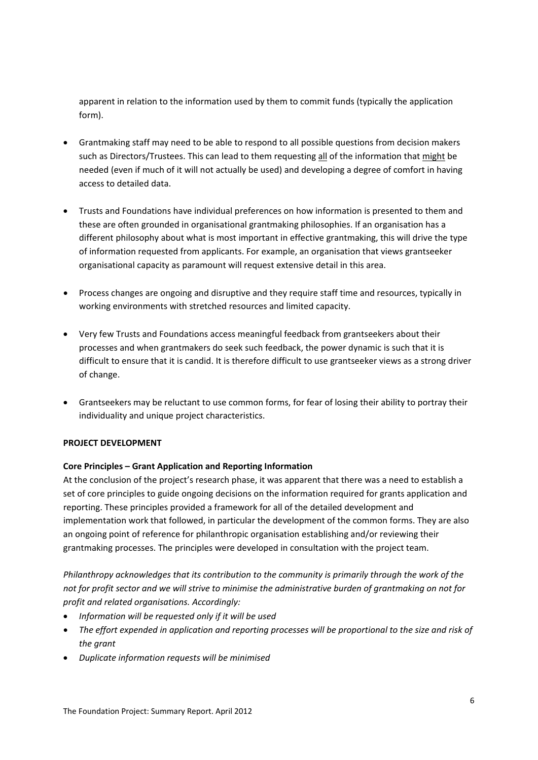apparent in relation to the information used by them to commit funds (typically the application form).

- Grantmaking staff may need to be able to respond to all possible questions from decision makers such as Directors/Trustees. This can lead to them requesting <u>all</u> of the information that <u>might</u> be needed (even if much of it will not actually be used) and developing a degree of comfort in having access to detailed data.
- Trusts and Foundations have individual preferences on how information is presented to them and these are often grounded in organisational grantmaking philosophies. If an organisation has a different philosophy about what is most important in effective grantmaking, this will drive the type of information requested from applicants. For example, an organisation that views grantseeker organisational capacity as paramount will request extensive detail in this area.
- Process changes are ongoing and disruptive and they require staff time and resources, typically in working environments with stretched resources and limited capacity.
- Very few Trusts and Foundations access meaningful feedback from grantseekers about their processes and when grantmakers do seek such feedback, the power dynamic is such that it is difficult to ensure that it is candid. It is therefore difficult to use grantseeker views as a strong driver of change.
- Grantseekers may be reluctant to use common forms, for fear of losing their ability to portray their individuality and unique project characteristics.

**PROJECT DEVELOPMENT**

**Core Principles – Grant Application and Reporting Information**

At the conclusion of the project's research phase, it was apparent that there was a need to establish a set of core principles to guide ongoing decisions on the information required for grants application and reporting. These principles provided a framework for all of the detailed development and implementation work that followed, in particular the development of the common forms. They are also an ongoing point of reference for philanthropic organisation establishing and/or reviewing their grantmaking processes. The principles were developed in consultation with the project team.

*Philanthropy acknowledges that its contribution to the community is primarily through the work of the not for profit sector and we will strive to minimise the administrative burden of grantmaking on not for profit and related organisations. Accordingly:*

- *Information will be requested only if it will be used*
- *The effort expended in application and reporting processes will be proportional to the size and risk of the grant*
- *Duplicate information requests will be minimised*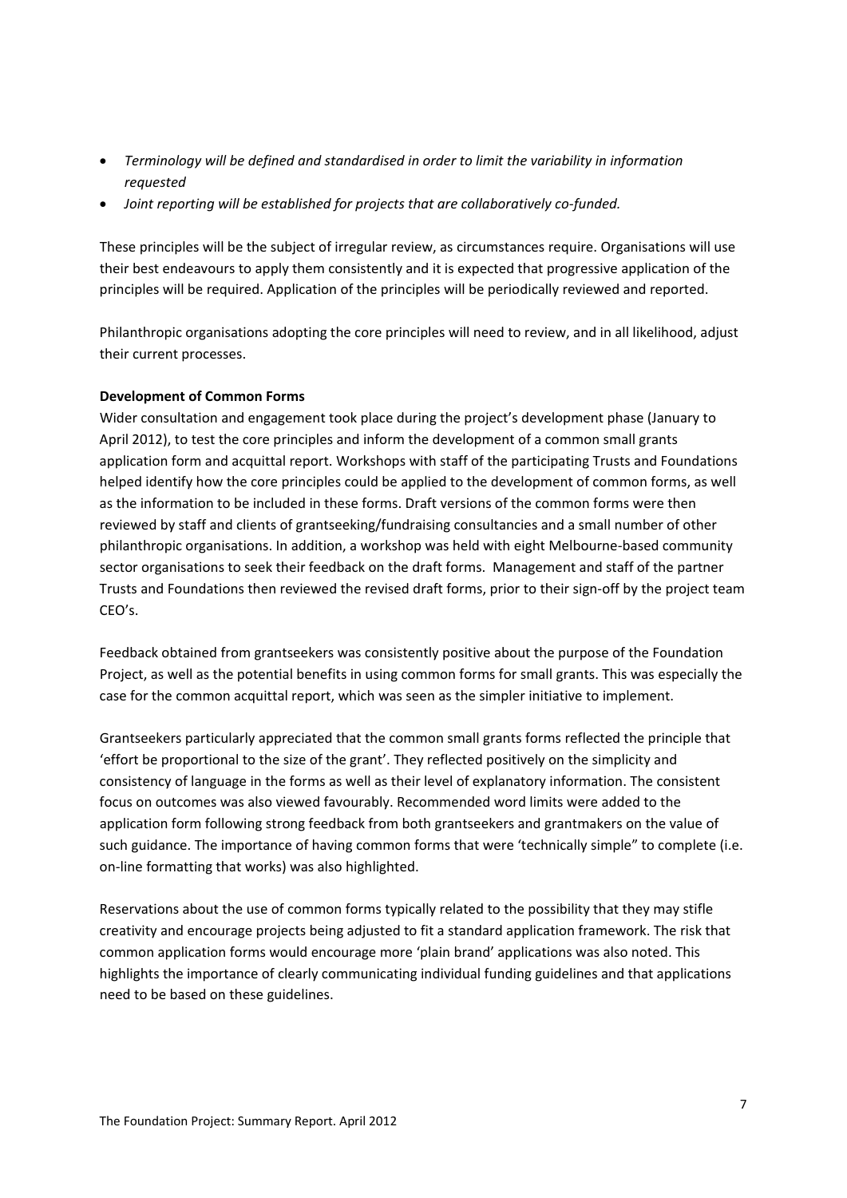- *Terminology will be defined and standardised in order to limit the variability in information requested*
- *Joint reporting will be established for projects that are collaboratively co-funded.*

These principles will be the subject of irregular review, as circumstances require. Organisations will use their best endeavours to apply them consistently and it is expected that progressive application of the principles will be required. Application of the principles will be periodically reviewed and reported.

Philanthropic organisations adopting the core principles will need to review, and in all likelihood, adjust their current processes.

**Development of Common Forms**

Wider consultation and engagement took place during the project's development phase (January to April 2012), to test the core principles and inform the development of a common small grants application form and acquittal report. Workshops with staff of the participating Trusts and Foundations helped identify how the core principles could be applied to the development of common forms, as well as the information to be included in these forms. Draft versions of the common forms were then reviewed by staff and clients of grantseeking/fundraising consultancies and a small number of other philanthropic organisations. In addition, a workshop was held with eight Melbourne-based community sector organisations to seek their feedback on the draft forms. Management and staff of the partner Trusts and Foundations then reviewed the revised draft forms, prior to their sign-off by the project team CEO's.

Feedback obtained from grantseekers was consistently positive about the purpose of the Foundation Project, as well as the potential benefits in using common forms for small grants. This was especially the case for the common acquittal report, which was seen as the simpler initiative to implement.

Grantseekers particularly appreciated that the common small grants forms reflected the principle that 'effort be proportional to the size of the grant'. They reflected positively on the simplicity and consistency of language in the forms as well as their level of explanatory information. The consistent focus on outcomes was also viewed favourably. Recommended word limits were added to the application form following strong feedback from both grantseekers and grantmakers on the value of such guidance. The importance of having common forms that were 'technically simple" to complete (i.e. on-line formatting that works) was also highlighted.

Reservations about the use of common forms typically related to the possibility that they may stifle creativity and encourage projects being adjusted to fit a standard application framework. The risk that common application forms would encourage more 'plain brand' applications was also noted. This highlights the importance of clearly communicating individual funding guidelines and that applications need to be based on these guidelines.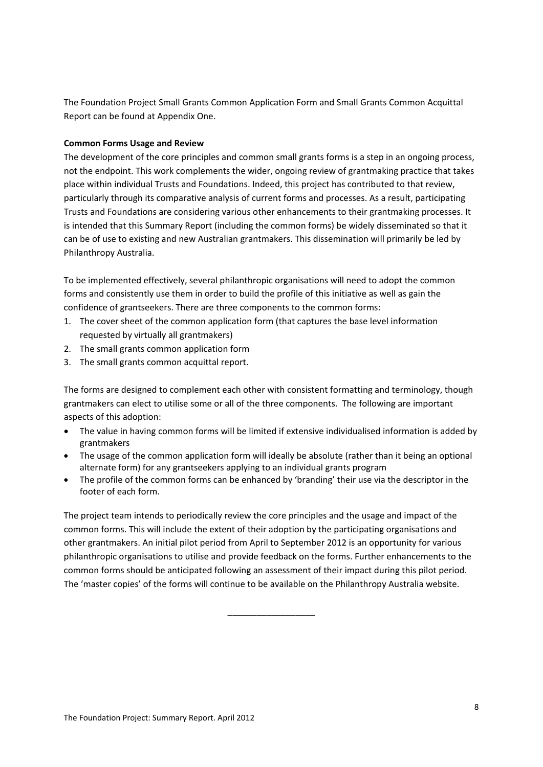The Foundation Project Small Grants Common Application Form and Small Grants Common Acquittal Report can be found at Appendix One.

**Common Forms Usage and Review**

The development of the core principles and common small grants forms is a step in an ongoing process, not the endpoint. This work complements the wider, ongoing review of grantmaking practice that takes place within individual Trusts and Foundations. Indeed, this project has contributed to that review, particularly through its comparative analysis of current forms and processes. As a result, participating Trusts and Foundations are considering various other enhancements to their grantmaking processes. It is intended that this Summary Report (including the common forms) be widely disseminated so that it can be of use to existing and new Australian grantmakers. This dissemination will primarily be led by Philanthropy Australia.

To be implemented effectively, several philanthropic organisations will need to adopt the common forms and consistently use them in order to build the profile of this initiative as well as gain the confidence of grantseekers. There are three components to the common forms:

1. The cover sheet of the common application form (that captures the base level information requested by virtually all grantmakers)
2. The small grants common application form
3. The small grants common acquittal report.

The forms are designed to complement each other with consistent formatting and terminology, though grantmakers can elect to utilise some or all of the three components. The following are important aspects of this adoption:

- The value in having common forms will be limited if extensive individualised information is added by grantmakers
- The usage of the common application form will ideally be absolute (rather than it being an optional alternate form) for any grantseekers applying to an individual grants program
- The profile of the common forms can be enhanced by 'branding' their use via the descriptor in the footer of each form.

The project team intends to periodically review the core principles and the usage and impact of the common forms. This will include the extent of their adoption by the participating organisations and other grantmakers. An initial pilot period from April to September 2012 is an opportunity for various philanthropic organisations to utilise and provide feedback on the forms. Further enhancements to the common forms should be anticipated following an assessment of their impact during this pilot period. The 'master copies' of the forms will continue to be available on the Philanthropy Australia website.

\_\_\_\_\_\_\_\_\_\_\_\_\_\_\_\_\_\_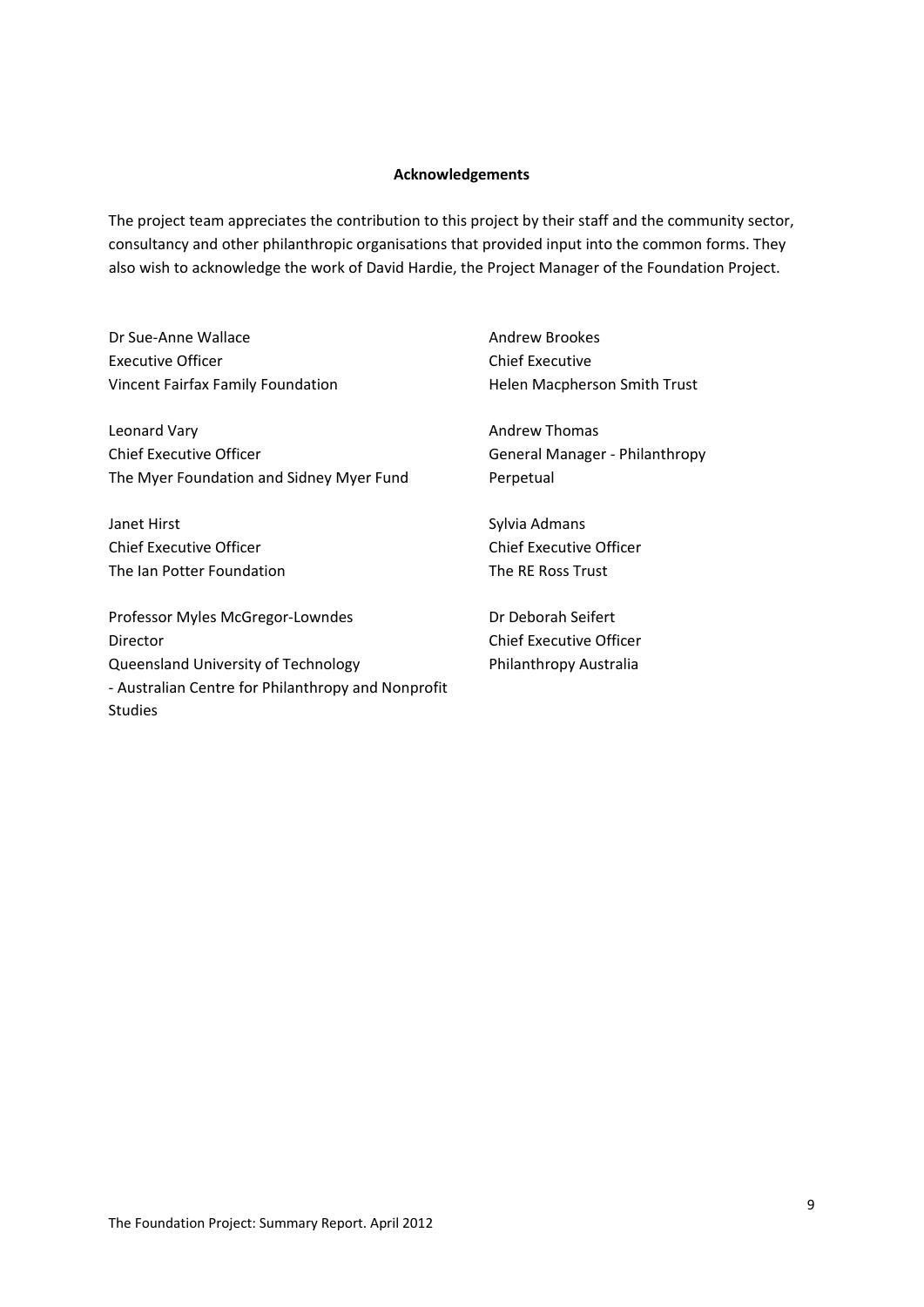**Acknowledgements**

The project team appreciates the contribution to this project by their staff and the community sector, consultancy and other philanthropic organisations that provided input into the common forms. They also wish to acknowledge the work of David Hardie, the Project Manager of the Foundation Project.

Dr Sue-Anne Wallace
Executive Officer
Vincent Fairfax Family Foundation

Leonard Vary
Chief Executive Officer
The Myer Foundation and Sidney Myer Fund

Janet Hirst
Chief Executive Officer
The Ian Potter Foundation

Professor Myles McGregor-Lowndes
Director
Queensland University of Technology
- Australian Centre for Philanthropy and Nonprofit Studies

Andrew Brookes
Chief Executive
Helen Macpherson Smith Trust

Andrew Thomas
General Manager - Philanthropy
Perpetual

Sylvia Admans
Chief Executive Officer
The RE Ross Trust

Dr Deborah Seifert
Chief Executive Officer
Philanthropy Australia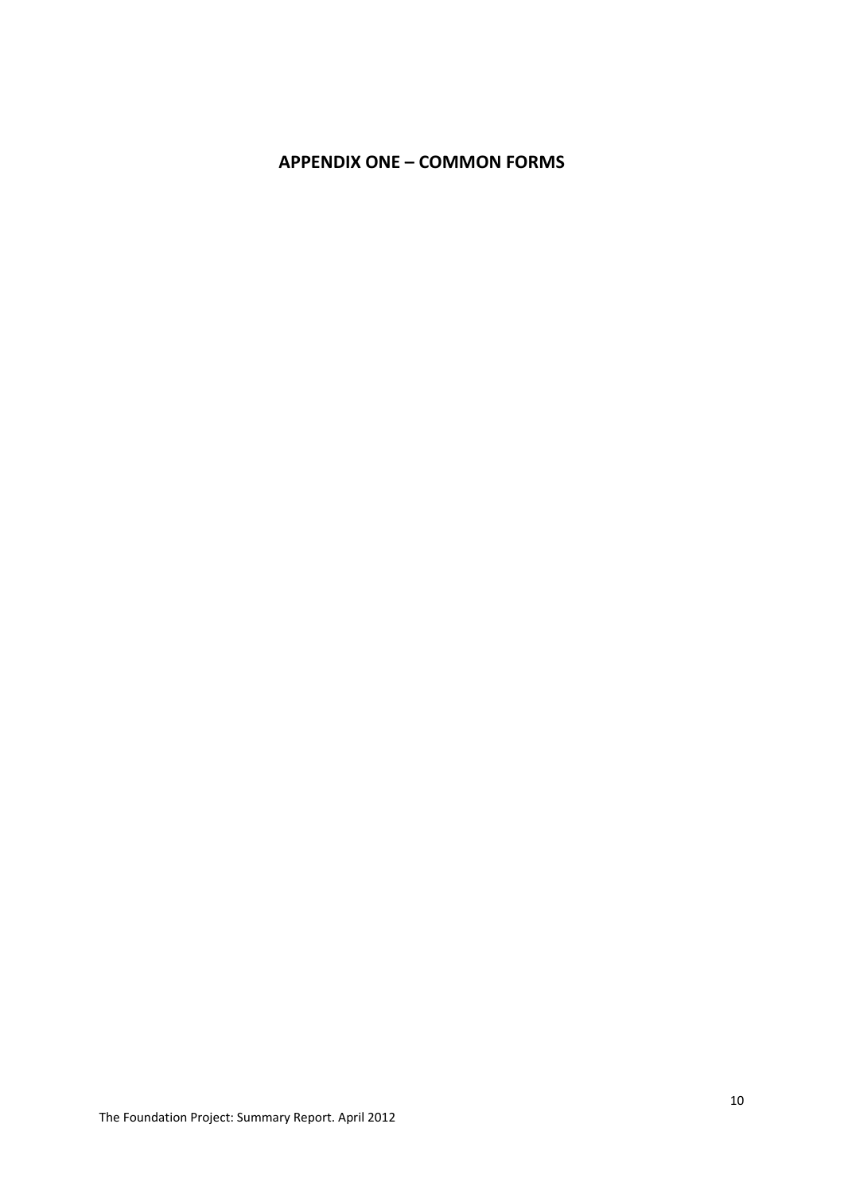# APPENDIX ONE – COMMON FORMS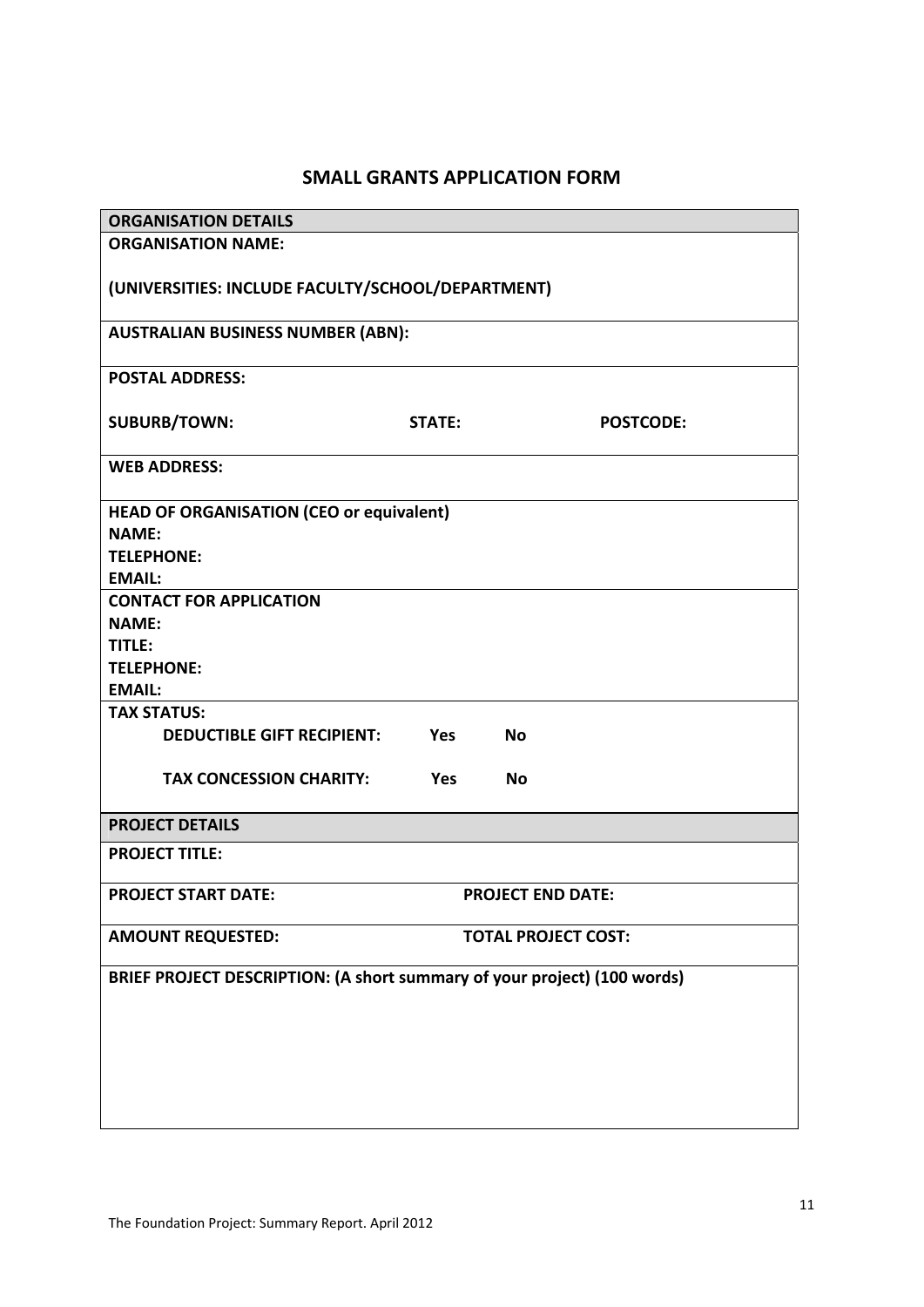## SMALL GRANTS APPLICATION FORM

| **ORGANISATION DETAILS** | | |
|---|---|---|
| **ORGANISATION NAME:**<br><br>**(UNIVERSITIES: INCLUDE FACULTY/SCHOOL/DEPARTMENT)** | | |
| **AUSTRALIAN BUSINESS NUMBER (ABN):** | | |
| **POSTAL ADDRESS:**<br><br>**SUBURB/TOWN:** | **STATE:** | **POSTCODE:** |
| **WEB ADDRESS:** | | |
| **HEAD OF ORGANISATION (CEO or equivalent)**<br>**NAME:**<br>**TELEPHONE:**<br>**EMAIL:** | | |
| **CONTACT FOR APPLICATION**<br>**NAME:**<br>**TITLE:**<br>**TELEPHONE:**<br>**EMAIL:** | | |
| **TAX STATUS:**<br>**DEDUCTIBLE GIFT RECIPIENT: Yes No**<br><br>**TAX CONCESSION CHARITY: Yes No** | | |
| **PROJECT DETAILS** | | |
| **PROJECT TITLE:** | | |
| **PROJECT START DATE:** | **PROJECT END DATE:** | |
| **AMOUNT REQUESTED:** | **TOTAL PROJECT COST:** | |
| **BRIEF PROJECT DESCRIPTION: (A short summary of your project) (100 words)** | | |

The Foundation Project: Summary Report. April 2012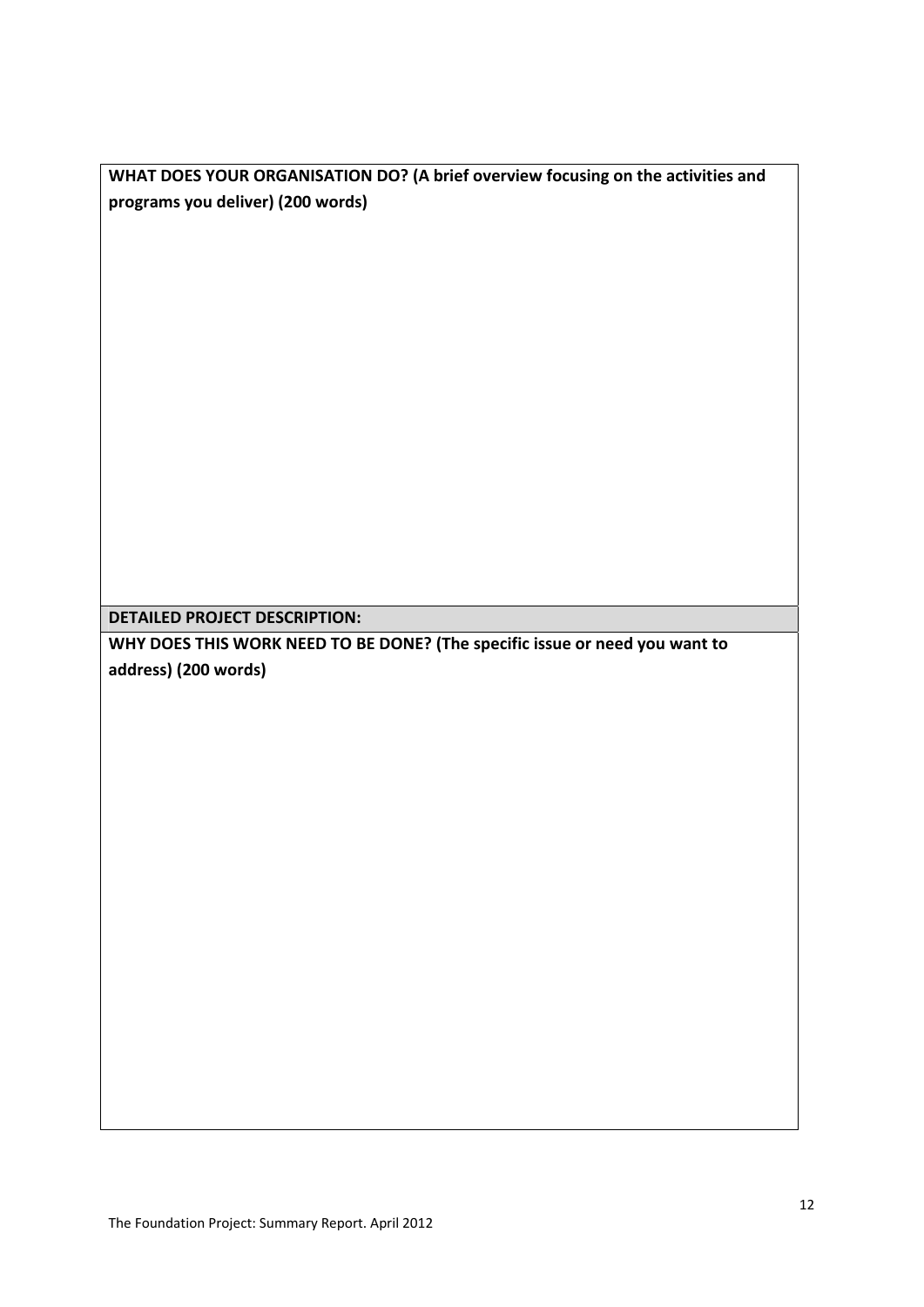**WHAT DOES YOUR ORGANISATION DO? (A brief overview focusing on the activities and programs you deliver) (200 words)**

**DETAILED PROJECT DESCRIPTION:**

**WHY DOES THIS WORK NEED TO BE DONE? (The specific issue or need you want to address) (200 words)**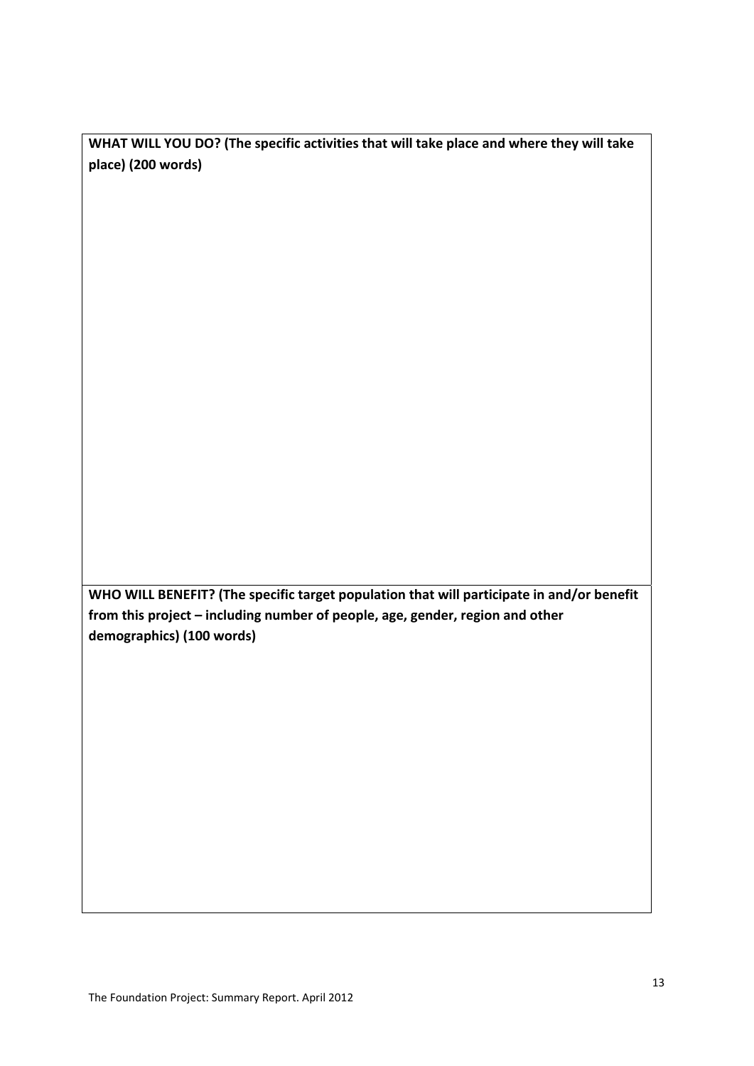**WHAT WILL YOU DO? (The specific activities that will take place and where they will take place) (200 words)**

| |
|---|

**WHO WILL BENEFIT? (The specific target population that will participate in and/or benefit from this project – including number of people, age, gender, region and other demographics) (100 words)**

| |
|---|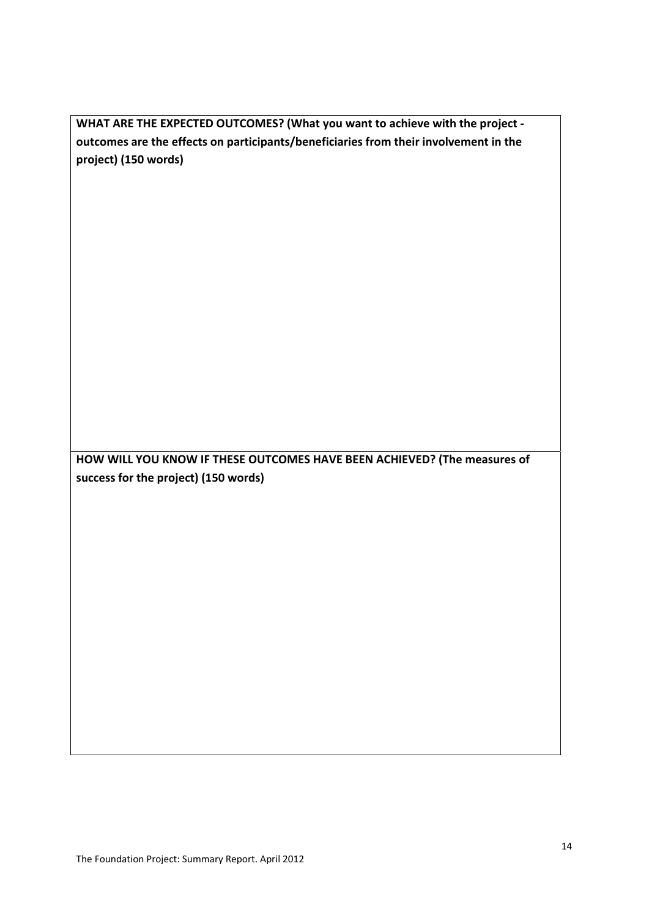| **WHAT ARE THE EXPECTED OUTCOMES? (What you want to achieve with the project - outcomes are the effects on participants/beneficiaries from their involvement in the project) (150 words)** |
| --- |
| |
| **HOW WILL YOU KNOW IF THESE OUTCOMES HAVE BEEN ACHIEVED? (The measures of success for the project) (150 words)** |
| |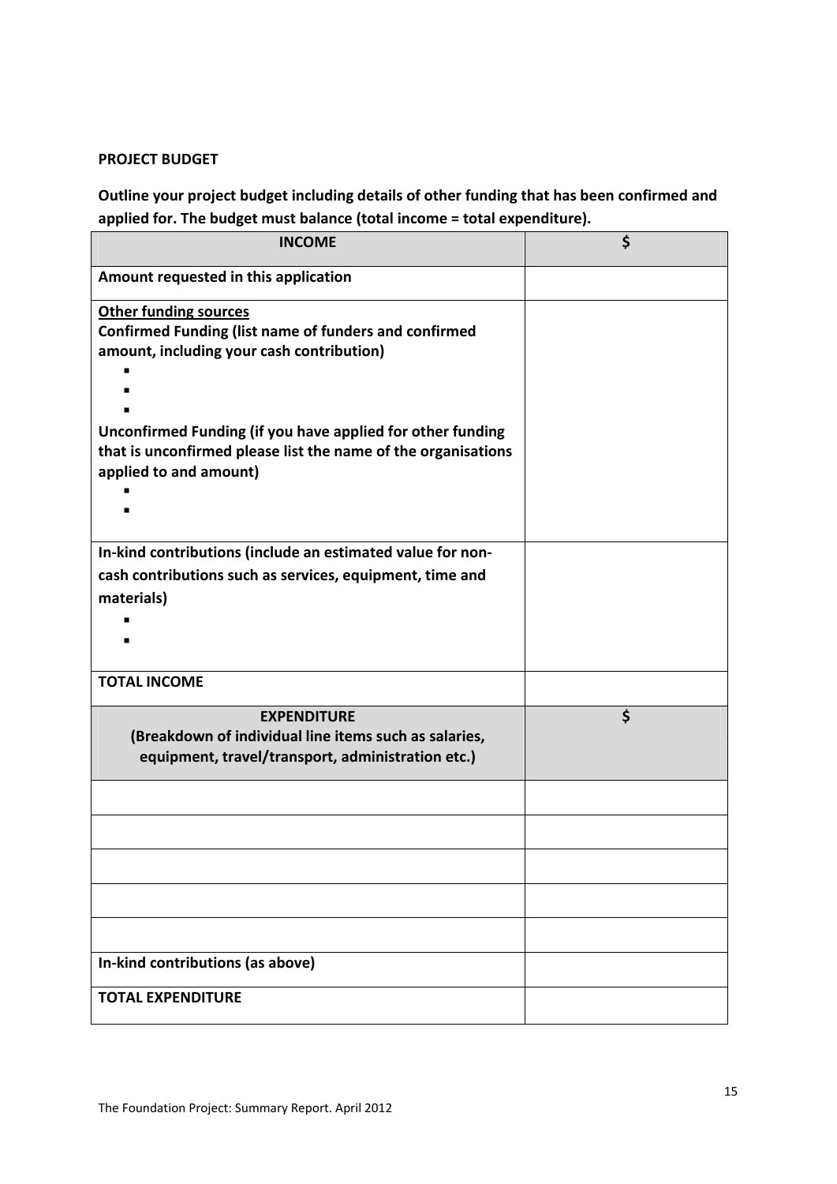**PROJECT BUDGET**

**Outline your project budget including details of other funding that has been confirmed and applied for. The budget must balance (total income = total expenditure).**

| **INCOME** | **$** |
|---|---|
| **Amount requested in this application** | |
| **<u>Other funding sources</u>**<br>**Confirmed Funding (list name of funders and confirmed amount, including your cash contribution)**<br>▪<br>▪<br>▪<br>**Unconfirmed Funding (if you have applied for other funding that is unconfirmed please list the name of the organisations applied to and amount)**<br>▪<br>▪ | |
| **In-kind contributions (include an estimated value for non-cash contributions such as services, equipment, time and materials)**<br>▪<br>▪ | |
| **TOTAL INCOME** | |
| **EXPENDITURE**<br>**(Breakdown of individual line items such as salaries, equipment, travel/transport, administration etc.)** | **$** |
| | |
| | |
| | |
| | |
| | |
| **In-kind contributions (as above)** | |
| **TOTAL EXPENDITURE** | |

The Foundation Project: Summary Report. April 2012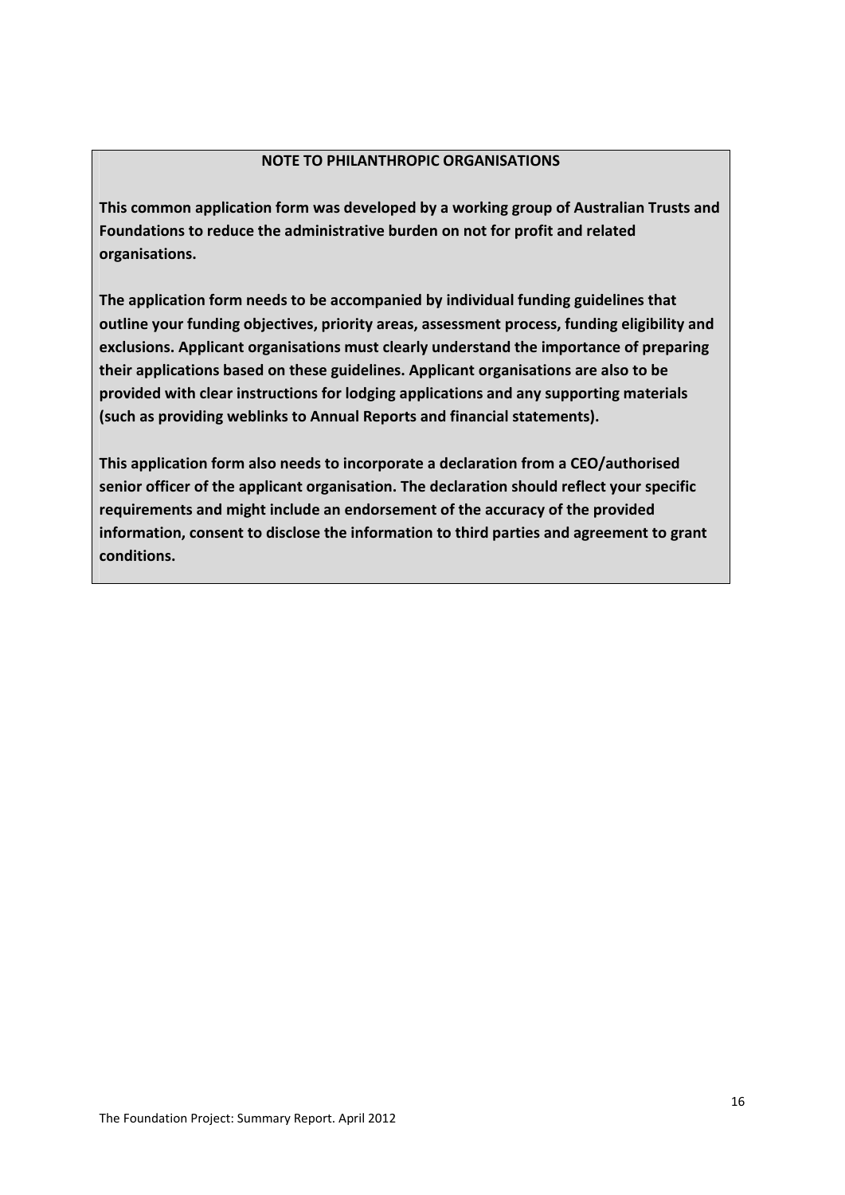**NOTE TO PHILANTHROPIC ORGANISATIONS**

**This common application form was developed by a working group of Australian Trusts and Foundations to reduce the administrative burden on not for profit and related organisations.**

**The application form needs to be accompanied by individual funding guidelines that outline your funding objectives, priority areas, assessment process, funding eligibility and exclusions. Applicant organisations must clearly understand the importance of preparing their applications based on these guidelines. Applicant organisations are also to be provided with clear instructions for lodging applications and any supporting materials (such as providing weblinks to Annual Reports and financial statements).**

**This application form also needs to incorporate a declaration from a CEO/authorised senior officer of the applicant organisation. The declaration should reflect your specific requirements and might include an endorsement of the accuracy of the provided information, consent to disclose the information to third parties and agreement to grant conditions.**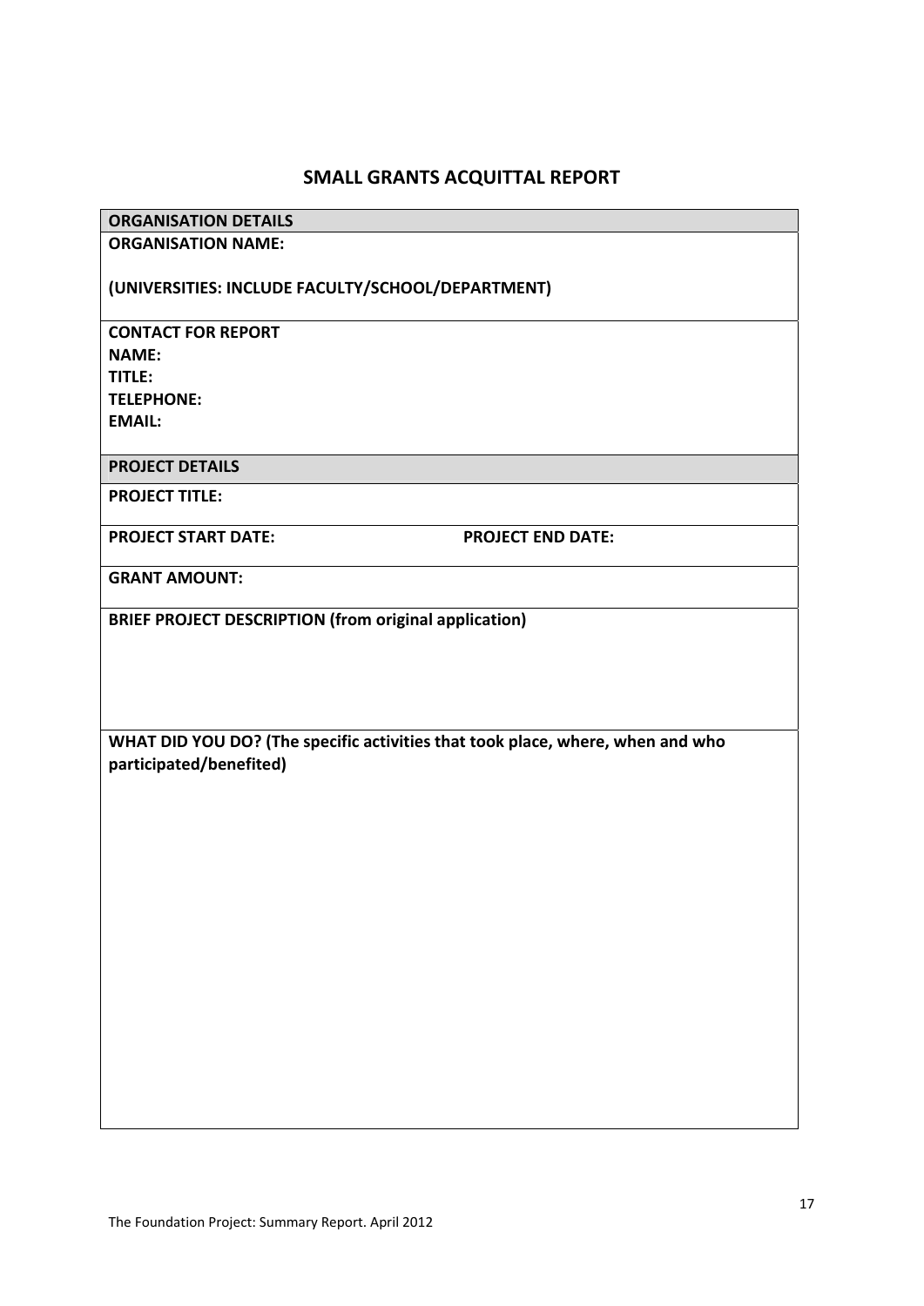## SMALL GRANTS ACQUITTAL REPORT

| ORGANISATION DETAILS | |
|---|---|
| **ORGANISATION NAME:**<br><br>**(UNIVERSITIES: INCLUDE FACULTY/SCHOOL/DEPARTMENT)** | |
| **CONTACT FOR REPORT**<br>**NAME:**<br>**TITLE:**<br>**TELEPHONE:**<br>**EMAIL:** | |
| **PROJECT DETAILS** | |
| **PROJECT TITLE:** | |
| **PROJECT START DATE:** | **PROJECT END DATE:** |
| **GRANT AMOUNT:** | |
| **BRIEF PROJECT DESCRIPTION (from original application)** | |
| **WHAT DID YOU DO? (The specific activities that took place, where, when and who participated/benefited)** | |

The Foundation Project: Summary Report. April 2012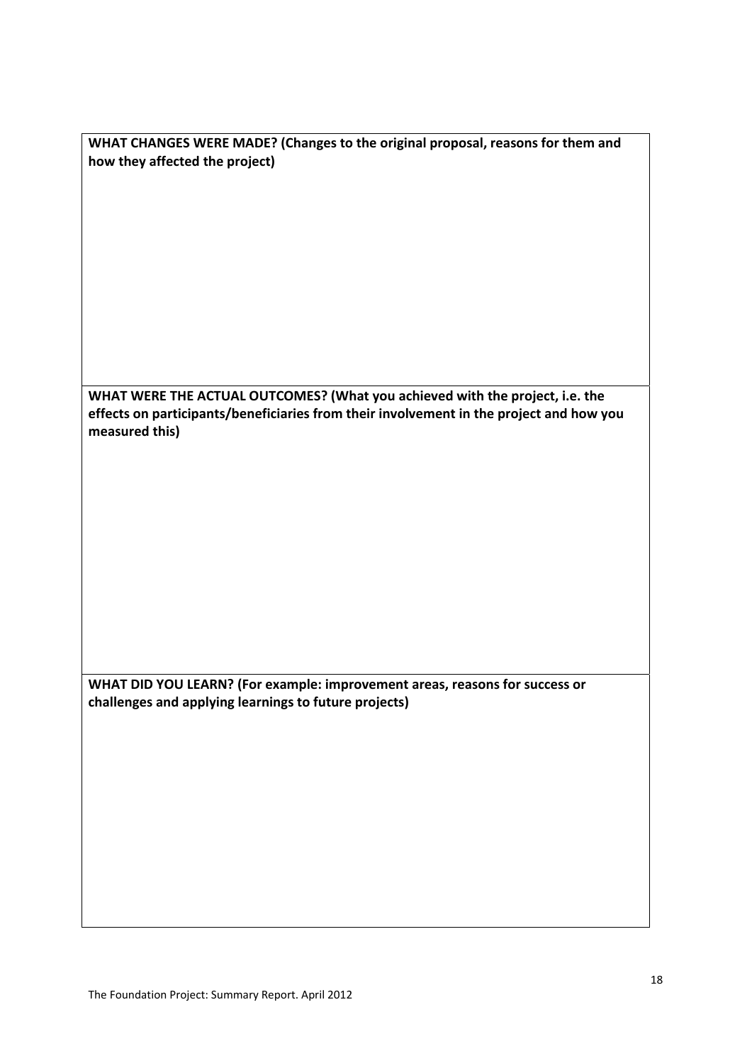| **WHAT CHANGES WERE MADE? (Changes to the original proposal, reasons for them and how they affected the project)** |
|---|
| |
| **WHAT WERE THE ACTUAL OUTCOMES? (What you achieved with the project, i.e. the effects on participants/beneficiaries from their involvement in the project and how you measured this)** |
| |
| **WHAT DID YOU LEARN? (For example: improvement areas, reasons for success or challenges and applying learnings to future projects)** |
| |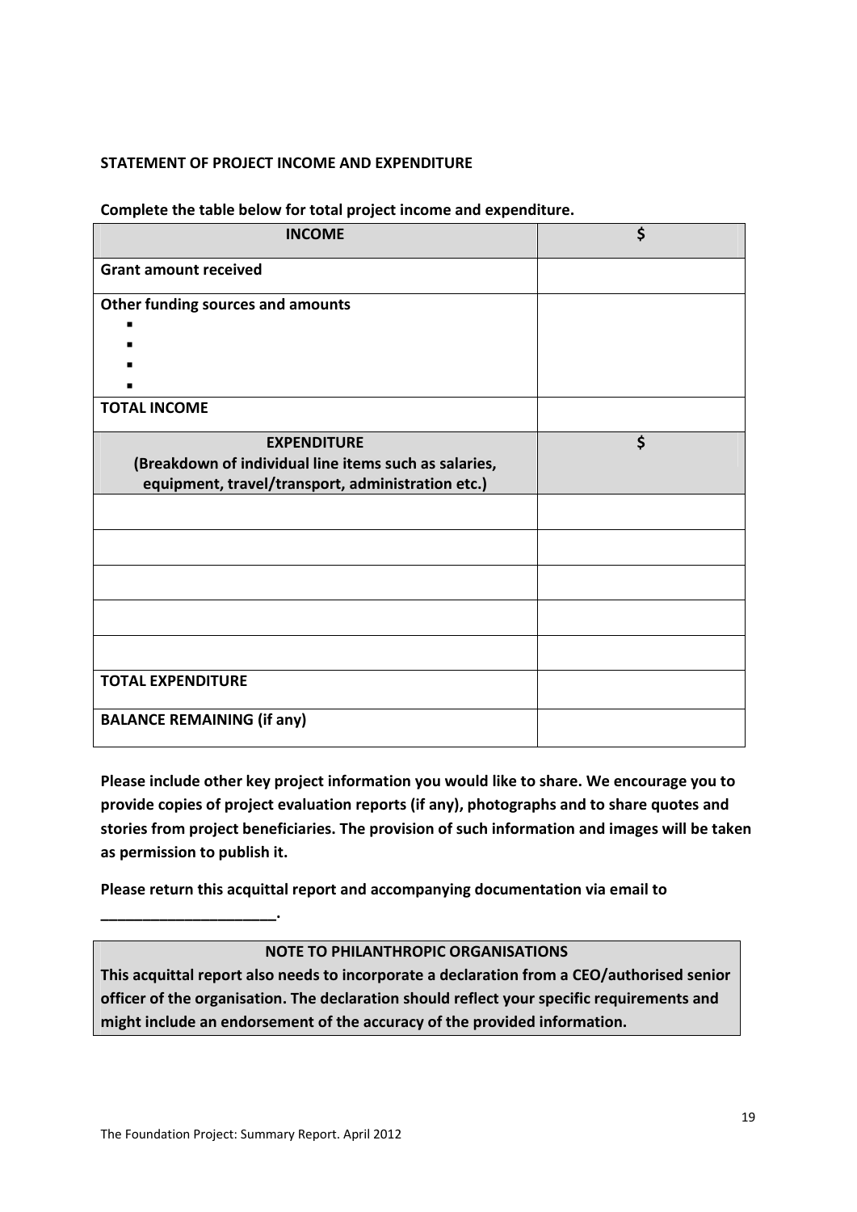**STATEMENT OF PROJECT INCOME AND EXPENDITURE**

**Complete the table below for total project income and expenditure.**

| **INCOME** | **$** |
|---|---|
| **Grant amount received** | |
| **Other funding sources and amounts**<br>▪<br>▪<br>▪<br>▪ | |
| **TOTAL INCOME** | |
| **EXPENDITURE**<br>**(Breakdown of individual line items such as salaries, equipment, travel/transport, administration etc.)** | **$** |
| | |
| | |
| | |
| | |
| | |
| **TOTAL EXPENDITURE** | |
| **BALANCE REMAINING (if any)** | |

**Please include other key project information you would like to share. We encourage you to provide copies of project evaluation reports (if any), photographs and to share quotes and stories from project beneficiaries. The provision of such information and images will be taken as permission to publish it.**

**Please return this acquittal report and accompanying documentation via email to \_\_\_\_\_\_\_\_\_\_\_\_\_\_\_\_\_\_\_\_\_\_.**

> **NOTE TO PHILANTHROPIC ORGANISATIONS**
>
> **This acquittal report also needs to incorporate a declaration from a CEO/authorised senior officer of the organisation. The declaration should reflect your specific requirements and might include an endorsement of the accuracy of the provided information.**